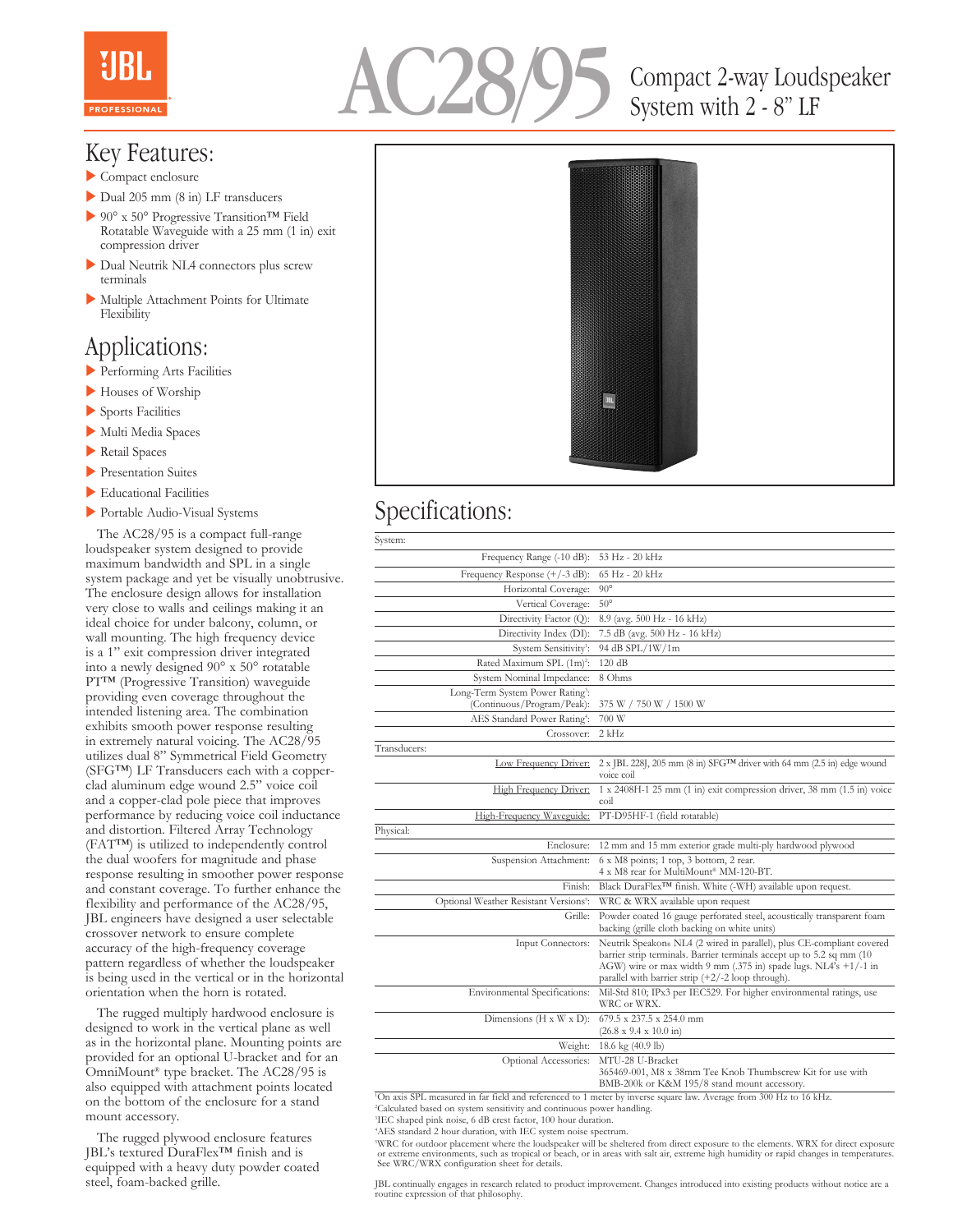# AC28/95

Compact 2-way Loudspeaker System with 2 - 8" LF

## Key Features:

- Compact enclosure
- Dual 205 mm (8 in) LF transducers
- 90° x 50° Progressive Transition™ Field Rotatable Waveguide with a 25 mm (1 in) exit compression driver
- Dual Neutrik NL4 connectors plus screw terminals
- Multiple Attachment Points for Ultimate Flexibility

## Applications:

- Performing Arts Facilities
- Houses of Worship
- Sports Facilities
- Multi Media Spaces
- Retail Spaces
- Presentation Suites
- Educational Facilities
- Portable Audio-Visual Systems

The AC28/95 is a compact full-range loudspeaker system designed to provide maximum bandwidth and SPL in a single system package and yet be visually unobtrusive. The enclosure design allows for installation very close to walls and ceilings making it an ideal choice for under balcony, column, or wall mounting. The high frequency device is a 1" exit compression driver integrated into a newly designed 90° x 50° rotatable PT™ (Progressive Transition) waveguide providing even coverage throughout the intended listening area. The combination exhibits smooth power response resulting in extremely natural voicing. The AC28/95 utilizes dual 8" Symmetrical Field Geometry (SFG™) LF Transducers each with a copper-clad aluminum edge wound 2.5" voice coil and a copper-clad pole piece that improves performance by reducing voice coil inductance and distortion. Filtered Array Technology (FAT™) is utilized to independently control the dual woofers for magnitude and phase response resulting in smoother power response and constant coverage. To further enhance the flexibility and performance of the AC28/95, JBL engineers have designed a user selectable crossover network to ensure complete accuracy of the high-frequency coverage pattern regardless of whether the loudspeaker is being used in the vertical or in the horizontal orientation when the horn is rotated.

The rugged multiply hardwood enclosure is designed to work in the vertical plane as well as in the horizontal plane. Mounting points are provided for an optional U-bracket and for an OmniMount® type bracket. The AC28/95 is also equipped with attachment points located on the bottom of the enclosure for a stand mount accessory.

The rugged plywood enclosure features JBL's textured DuraFlex™ finish and is equipped with a heavy duty powder coated steel, foam-backed grille.

## Specifications:

| | |
|---|---|
| **System:** | |
| Frequency Range (-10 dB): | 53 Hz - 20 kHz |
| Frequency Response (+/-3 dB): | 65 Hz - 20 kHz |
| Horizontal Coverage: | 90° |
| Vertical Coverage: | 50° |
| Directivity Factor (Q): | 8.9 (avg. 500 Hz - 16 kHz) |
| Directivity Index (DI): | 7.5 dB (avg. 500 Hz - 16 kHz) |
| System Sensitivity[1]: | 94 dB SPL/1W/1m |
| Rated Maximum SPL (1m)[2]: | 120 dB |
| System Nominal Impedance: | 8 Ohms |
| Long-Term System Power Rating[3]: (Continuous/Program/Peak): | 375 W / 750 W / 1500 W |
| AES Standard Power Rating[4]: | 700 W |
| Crossover: | 2 kHz |
| **Transducers:** | |
| Low Frequency Driver: | 2 x JBL 228J, 205 mm (8 in) SFG™ driver with 64 mm (2.5 in) edge wound voice coil |
| High Frequency Driver: | 1 x 2408H-1 25 mm (1 in) exit compression driver, 38 mm (1.5 in) voice coil |
| High-Frequency Waveguide: | PT-D95HF-1 (field rotatable) |
| **Physical:** | |
| Enclosure: | 12 mm and 15 mm exterior grade multi-ply hardwood plywood |
| Suspension Attachment: | 6 x M8 points; 1 top, 3 bottom, 2 rear. 4 x M8 rear for MultiMount® MM-120-BT. |
| Finish: | Black DuraFlex™ finish. White (-WH) available upon request. |
| Optional Weather Resistant Versions[5]: | WRC & WRX available upon request |
| Grille: | Powder coated 16 gauge perforated steel, acoustically transparent foam backing (grille cloth backing on white units) |
| Input Connectors: | Neutrik Speakon® NL4 (2 wired in parallel), plus CE-compliant covered barrier strip terminals. Barrier terminals accept up to 5.2 sq mm (10 AGW) wire or max width 9 mm (.375 in) spade lugs. NL4's +1/-1 in parallel with barrier strip (+2/-2 loop through). |
| Environmental Specifications: | Mil-Std 810; IPx3 per IEC529. For higher environmental ratings, use WRC or WRX. |
| Dimensions (H x W x D): | 679.5 x 237.5 x 254.0 mm (26.8 x 9.4 x 10.0 in) |
| Weight: | 18.6 kg (40.9 lb) |
| Optional Accessories: | MTU-28 U-Bracket<br>365469-001, M8 x 38mm Tee Knob Thumbscrew Kit for use with BMB-200k or K&M 195/8 stand mount accessory. |

[1]On axis SPL measured in far field and referenced to 1 meter by inverse square law. Average from 300 Hz to 16 kHz.
[2]Calculated based on system sensitivity and continuous power handling.
[3]IEC shaped pink noise, 6 dB crest factor, 100 hour duration.
[4]AES standard 2 hour duration, with IEC system noise spectrum.
[5]WRC for outdoor placement where the loudspeaker will be sheltered from direct exposure to the elements. WRX for direct exposure or extreme environments, such as tropical or beach, or in areas with salt air, extreme high humidity or rapid changes in temperatures. See WRC/WRX configuration sheet for details.

JBL continually engages in research related to product improvement. Changes introduced into existing products without notice are a routine expression of that philosophy.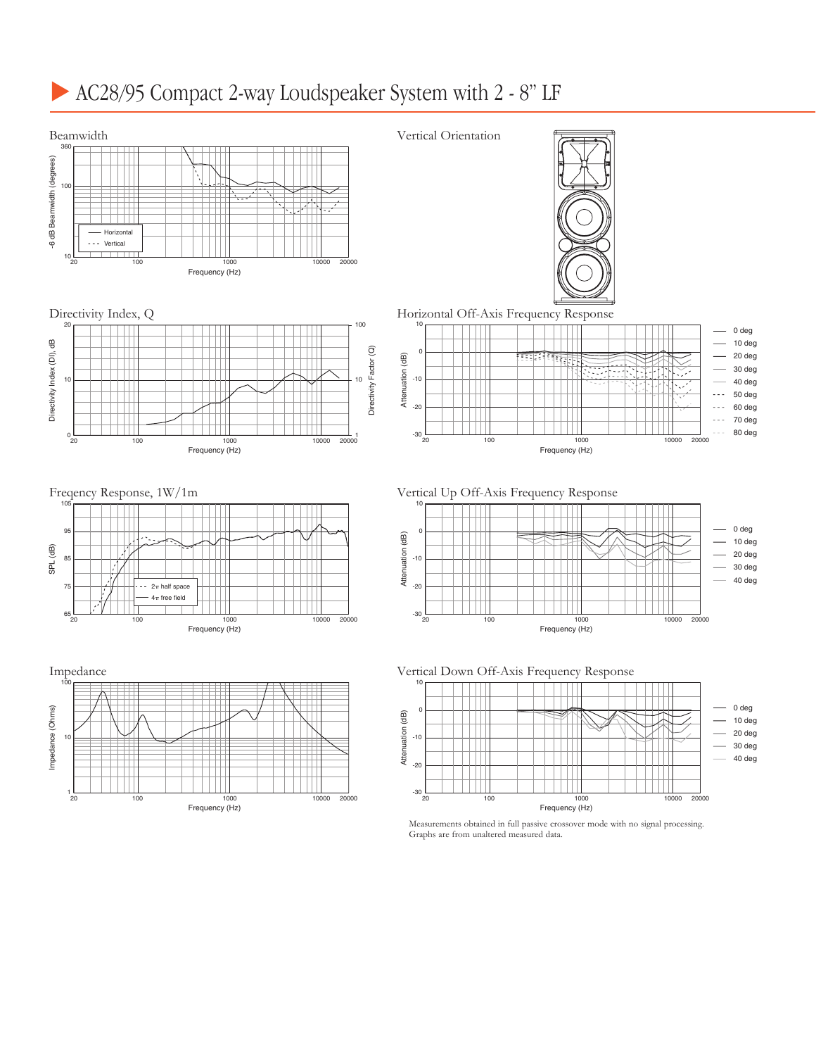# AC28/95 Compact 2-way Loudspeaker System with 2 - 8" LF

Beamwidth

Vertical Orientation

Directivity Index, Q

Horizontal Off-Axis Frequency Response

Freqency Response, 1W/1m

Vertical Up Off-Axis Frequency Response

Impedance

Vertical Down Off-Axis Frequency Response

Measurements obtained in full passive crossover mode with no signal processing.
Graphs are from unaltered measured data.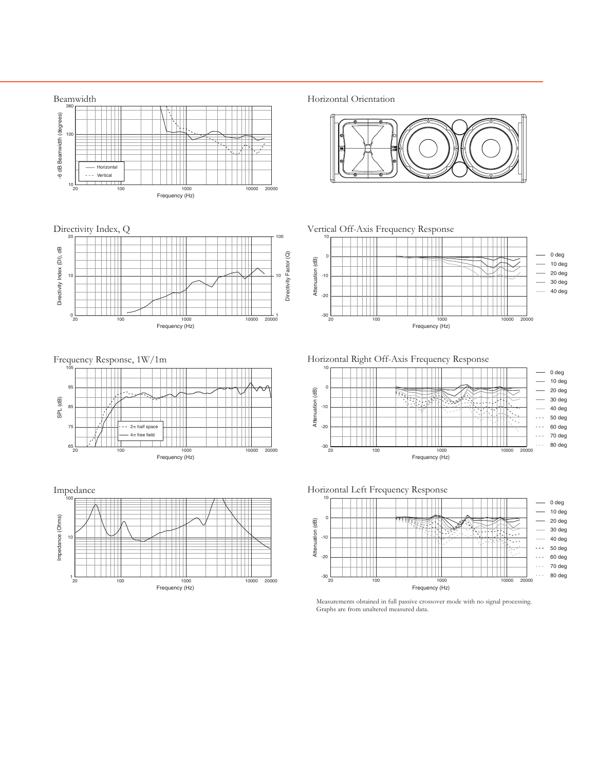## Beamwidth

-6 dB Beamwidth (degrees)

Frequency (Hz)

Horizontal

Vertical

## Horizontal Orientation

## Directivity Index, Q

Directivity Index (DI), dB

Directivity Factor (Q)

Frequency (Hz)

## Vertical Off-Axis Frequency Response

Attenuation (dB)

Frequency (Hz)

0 deg, 10 deg, 20 deg, 30 deg, 40 deg

## Frequency Response, 1W/1m

SPL (dB)

Frequency (Hz)

$2\pi$ half space

$4\pi$ free field

## Horizontal Right Off-Axis Frequency Response

Attenuation (dB)

Frequency (Hz)

0 deg, 10 deg, 20 deg, 30 deg, 40 deg, 50 deg, 60 deg, 70 deg, 80 deg

## Impedance

Impedance (Ohms)

Frequency (Hz)

## Horizontal Left Frequency Response

Attenuation (dB)

Frequency (Hz)

0 deg, 10 deg, 20 deg, 30 deg, 40 deg, 50 deg, 60 deg, 70 deg, 80 deg

Measurements obtained in full passive crossover mode with no signal processing.
Graphs are from unaltered measured data.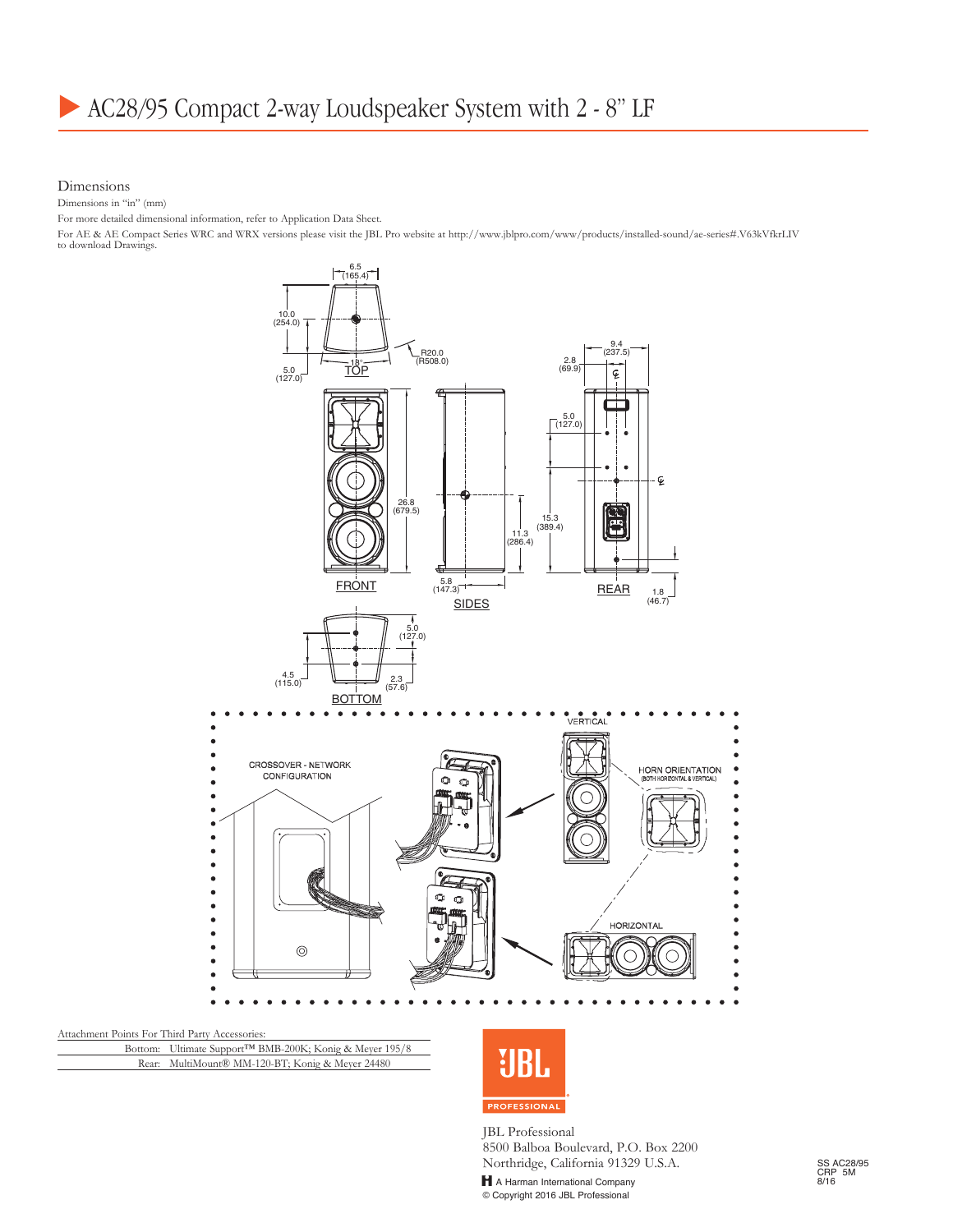# AC28/95 Compact 2-way Loudspeaker System with 2 - 8" LF

## Dimensions

Dimensions in "in" (mm)

For more detailed dimensional information, refer to Application Data Sheet.

For AE & AE Compact Series WRC and WRX versions please visit the JBL Pro website at http://www.jblpro.com/www/products/installed-sound/ae-series#.V63kVfkrLIV to download Drawings.

6.5 (165.4)
10.0 (254.0)
5.0 (127.0)
18°
TOP
R20.0 (R508.0)
26.8 (679.5)
FRONT
11.3 (286.4)
5.8 (147.3)
SIDES
9.4 (237.5)
2.8 (69.9)
5.0 (127.0)
15.3 (389.4)
1.8 (46.7)
REAR
5.0 (127.0)
4.5 (115.0)
2.3 (57.6)
BOTTOM

CROSSOVER - NETWORK CONFIGURATION
VERTICAL
HORN ORIENTATION (BOTH HORIZONTAL & VERTICAL)
HORIZONTAL

| | |
|---|---|
| Attachment Points For Third Party Accessories: | |
| Bottom: | Ultimate Support™ BMB-200K; Konig & Meyer 195/8 |
| Rear: | MultiMount® MM-120-BT; Konig & Meyer 24480 |

JBL PROFESSIONAL

JBL Professional
8500 Balboa Boulevard, P.O. Box 2200
Northridge, California 91329 U.S.A.

A Harman International Company
© Copyright 2016 JBL Professional

SS AC28/95
CRP 5M
8/16